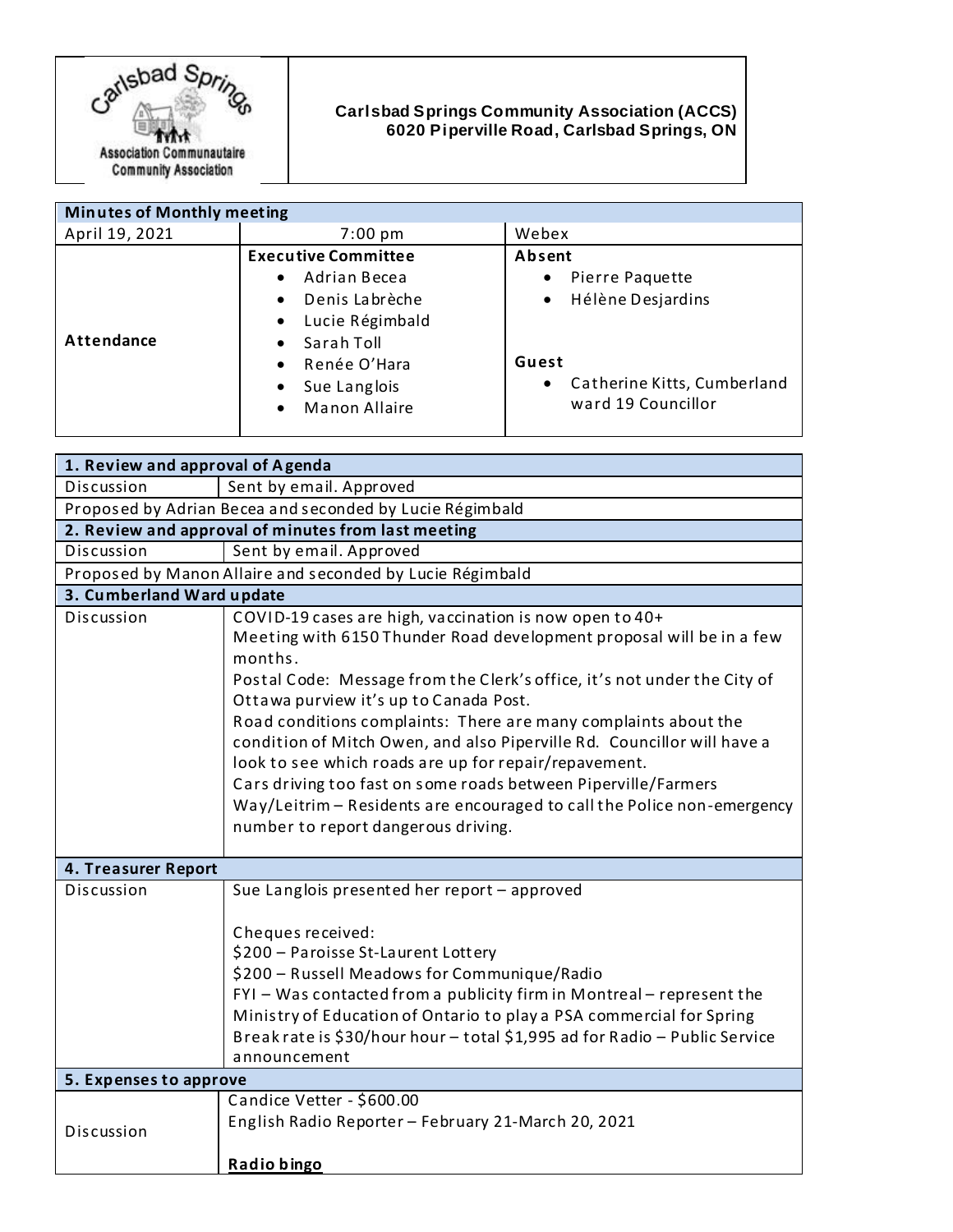**Carlsbad Springs Community Association (ACCS)**
**6020 Piperville Road, Carlsbad Springs, ON**

| Minutes of Monthly meeting | | |
|---|---|---|
| April 19, 2021 | 7:00 pm | Webex |
| **Attendance** | **Executive Committee**<br>• Adrian Becea<br>• Denis Labrèche<br>• Lucie Régimbald<br>• Sarah Toll<br>• Renée O'Hara<br>• Sue Langlois<br>• Manon Allaire | **Absent**<br>• Pierre Paquette<br>• Hélène Desjardins<br><br>**Guest**<br>• Catherine Kitts, Cumberland ward 19 Councillor |

| **1. Review and approval of Agenda** | |
|---|---|
| Discussion | Sent by email. Approved |
| Proposed by Adrian Becea and seconded by Lucie Régimbald | |
| **2. Review and approval of minutes from last meeting** | |
| Discussion | Sent by email. Approved |
| Proposed by Manon Allaire and seconded by Lucie Régimbald | |
| **3. Cumberland Ward update** | |
| Discussion | COVID-19 cases are high, vaccination is now open to 40+<br>Meeting with 6150 Thunder Road development proposal will be in a few months.<br>Postal Code: Message from the Clerk's office, it's not under the City of Ottawa purview it's up to Canada Post.<br>Road conditions complaints: There are many complaints about the condition of Mitch Owen, and also Piperville Rd. Councillor will have a look to see which roads are up for repair/repavement.<br>Cars driving too fast on some roads between Piperville/Farmers Way/Leitrim – Residents are encouraged to call the Police non-emergency number to report dangerous driving. |
| **4. Treasurer Report** | |
| Discussion | Sue Langlois presented her report – approved<br><br>Cheques received:<br>$200 – Paroisse St-Laurent Lottery<br>$200 – Russell Meadows for Communique/Radio<br>FYI – Was contacted from a publicity firm in Montreal – represent the Ministry of Education of Ontario to play a PSA commercial for Spring Break rate is $30/hour hour – total $1,995 ad for Radio – Public Service announcement |
| **5. Expenses to approve** | |
| Discussion | Candice Vetter - $600.00<br>English Radio Reporter – February 21-March 20, 2021<br><br>**Radio bingo** |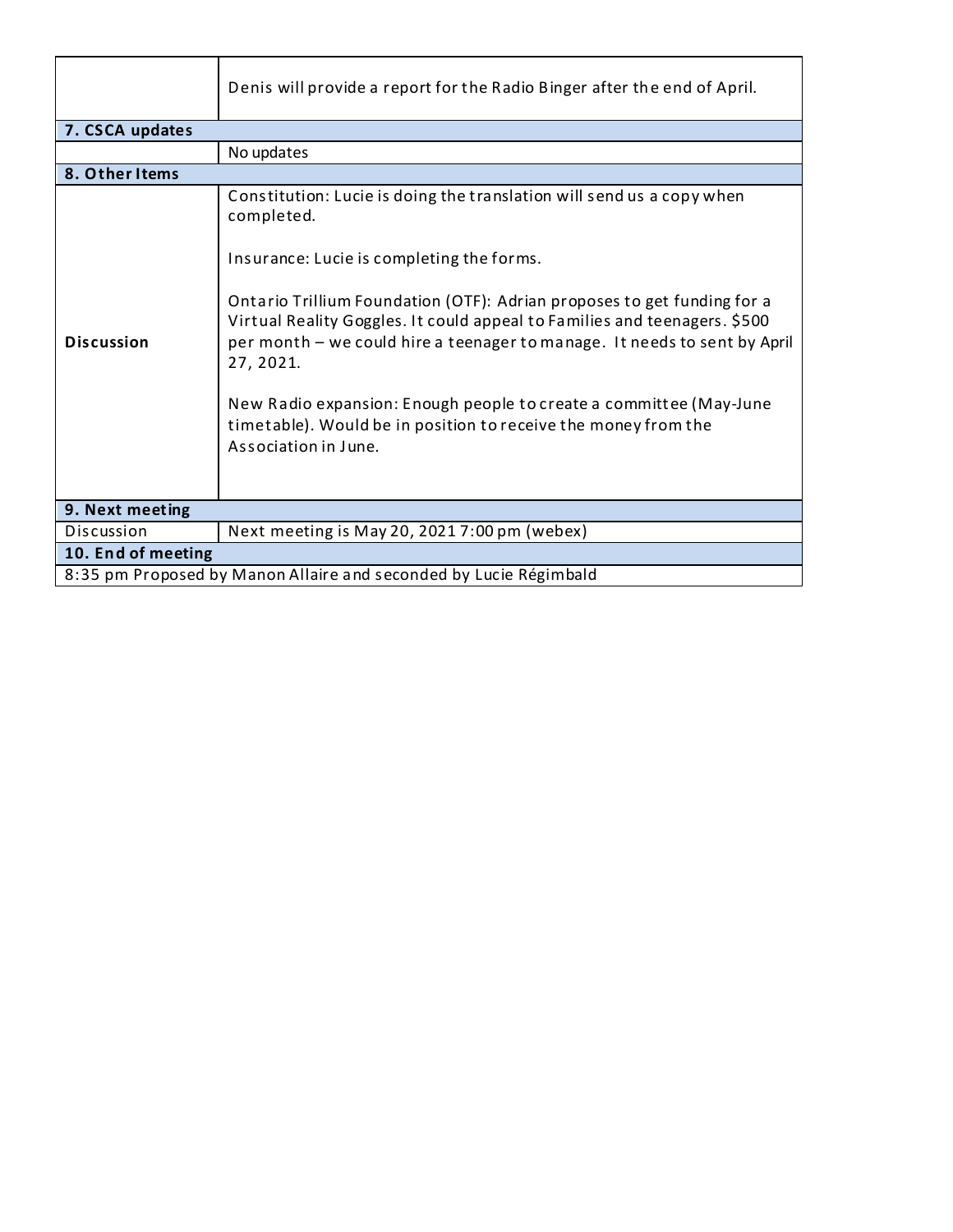| | |
|---|---|
| | Denis will provide a report for the Radio Binger after the end of April. |
| **7. CSCA updates** | |
| | No updates |
| **8. Other Items** | |
| **Discussion** | Constitution: Lucie is doing the translation will send us a copy when completed.<br><br>Insurance: Lucie is completing the forms.<br><br>Ontario Trillium Foundation (OTF): Adrian proposes to get funding for a Virtual Reality Goggles. It could appeal to Families and teenagers. $500 per month – we could hire a teenager to manage. It needs to sent by April 27, 2021.<br><br>New Radio expansion: Enough people to create a committee (May-June timetable). Would be in position to receive the money from the Association in June. |
| **9. Next meeting** | |
| Discussion | Next meeting is May 20, 2021 7:00 pm (webex) |
| **10. End of meeting** | |
| 8:35 pm Proposed by Manon Allaire and seconded by Lucie Régimbald | |